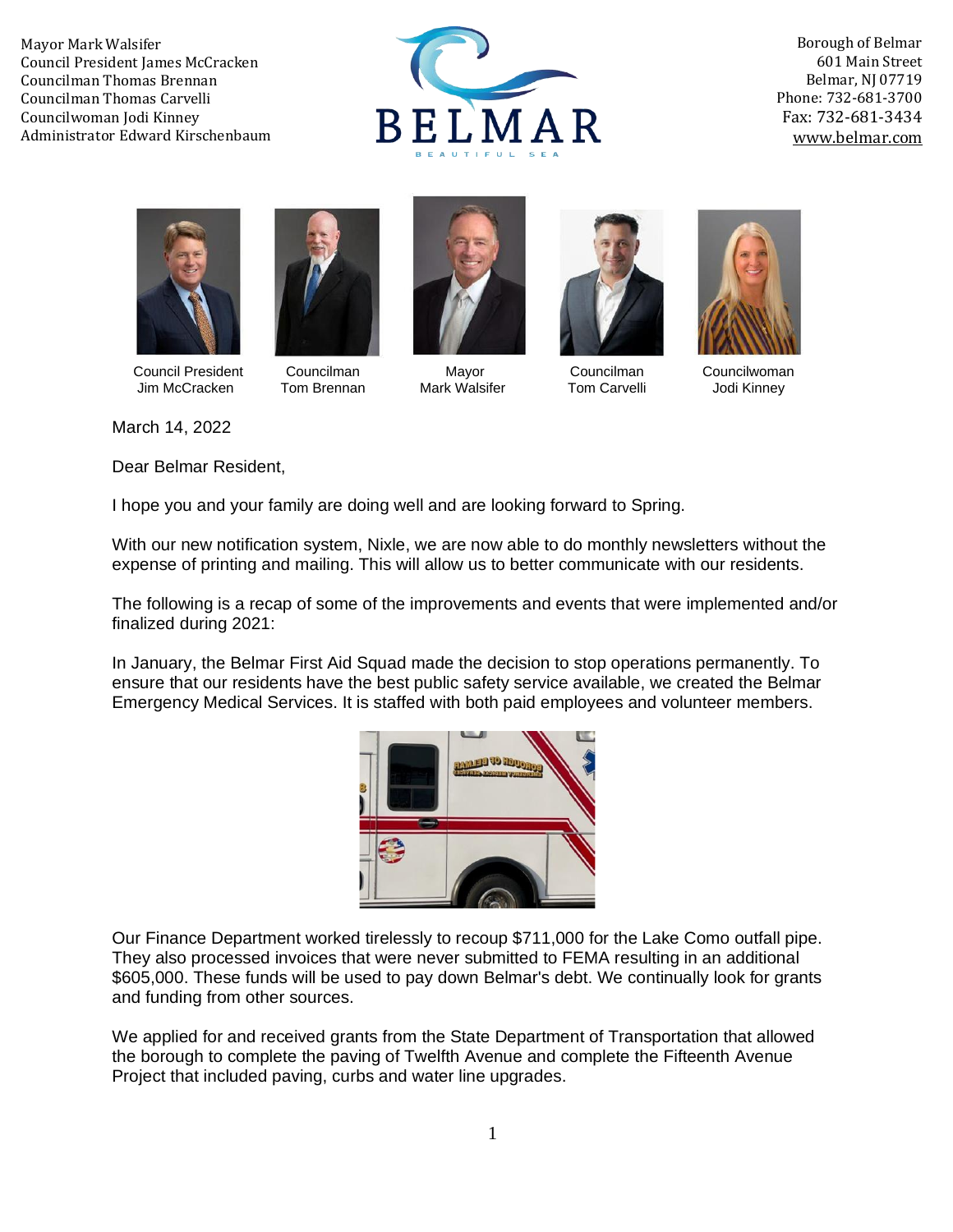Mayor Mark Walsifer
Council President James McCracken
Councilman Thomas Brennan
Councilman Thomas Carvelli
Councilwoman Jodi Kinney
Administrator Edward Kirschenbaum

BELMAR
BEAUTIFUL SEA

Borough of Belmar
601 Main Street
Belmar, NJ 07719
Phone: 732-681-3700
Fax: 732-681-3434
www.belmar.com

Council President Jim McCracken | Councilman Tom Brennan | Mayor Mark Walsifer | Councilman Tom Carvelli | Councilwoman Jodi Kinney

March 14, 2022

Dear Belmar Resident,

I hope you and your family are doing well and are looking forward to Spring.

With our new notification system, Nixle, we are now able to do monthly newsletters without the expense of printing and mailing. This will allow us to better communicate with our residents.

The following is a recap of some of the improvements and events that were implemented and/or finalized during 2021:

In January, the Belmar First Aid Squad made the decision to stop operations permanently. To ensure that our residents have the best public safety service available, we created the Belmar Emergency Medical Services. It is staffed with both paid employees and volunteer members.

Our Finance Department worked tirelessly to recoup $711,000 for the Lake Como outfall pipe. They also processed invoices that were never submitted to FEMA resulting in an additional $605,000. These funds will be used to pay down Belmar's debt. We continually look for grants and funding from other sources.

We applied for and received grants from the State Department of Transportation that allowed the borough to complete the paving of Twelfth Avenue and complete the Fifteenth Avenue Project that included paving, curbs and water line upgrades.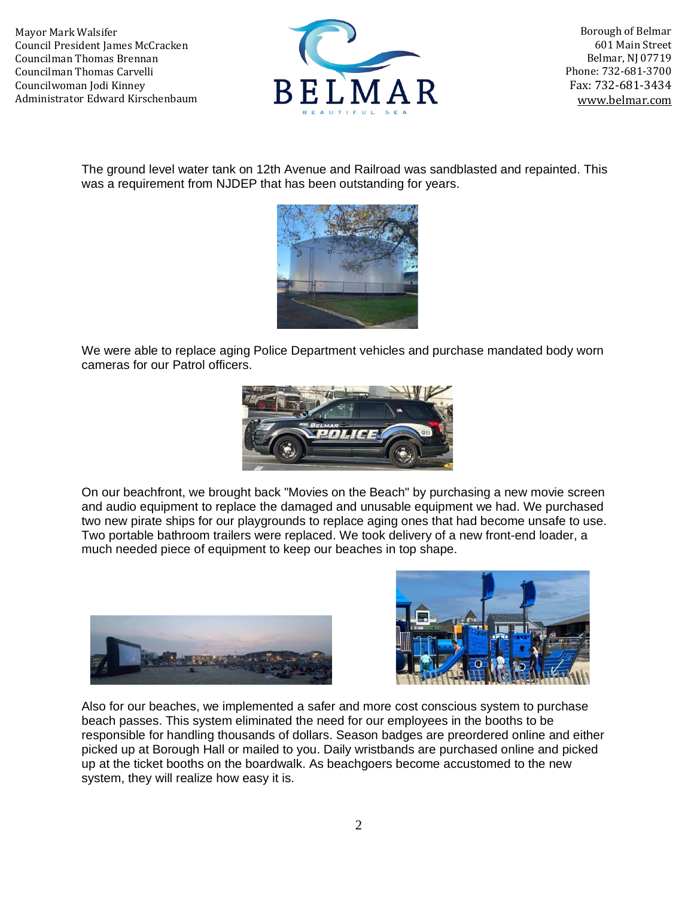The ground level water tank on 12th Avenue and Railroad was sandblasted and repainted. This was a requirement from NJDEP that has been outstanding for years.

We were able to replace aging Police Department vehicles and purchase mandated body worn cameras for our Patrol officers.

On our beachfront, we brought back "Movies on the Beach" by purchasing a new movie screen and audio equipment to replace the damaged and unusable equipment we had. We purchased two new pirate ships for our playgrounds to replace aging ones that had become unsafe to use. Two portable bathroom trailers were replaced. We took delivery of a new front-end loader, a much needed piece of equipment to keep our beaches in top shape.

Also for our beaches, we implemented a safer and more cost conscious system to purchase beach passes. This system eliminated the need for our employees in the booths to be responsible for handling thousands of dollars. Season badges are preordered online and either picked up at Borough Hall or mailed to you. Daily wristbands are purchased online and picked up at the ticket booths on the boardwalk. As beachgoers become accustomed to the new system, they will realize how easy it is.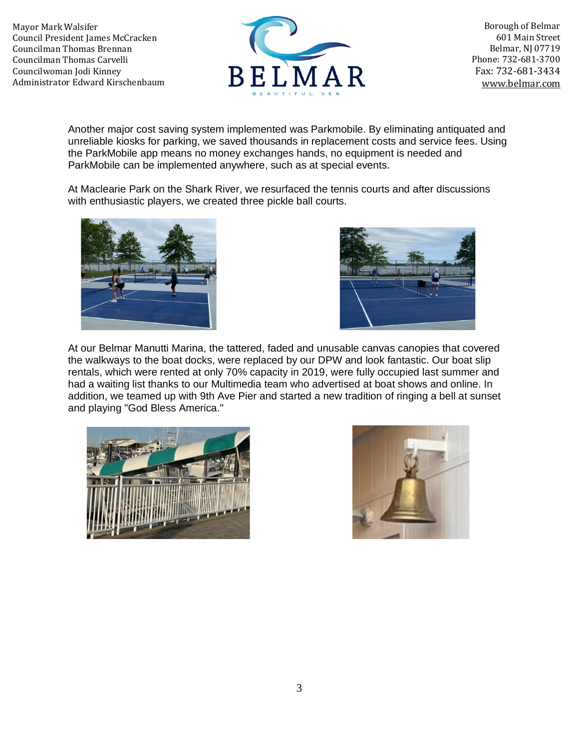Another major cost saving system implemented was Parkmobile. By eliminating antiquated and unreliable kiosks for parking, we saved thousands in replacement costs and service fees. Using the ParkMobile app means no money exchanges hands, no equipment is needed and ParkMobile can be implemented anywhere, such as at special events.

At Maclearie Park on the Shark River, we resurfaced the tennis courts and after discussions with enthusiastic players, we created three pickle ball courts.

At our Belmar Manutti Marina, the tattered, faded and unusable canvas canopies that covered the walkways to the boat docks, were replaced by our DPW and look fantastic. Our boat slip rentals, which were rented at only 70% capacity in 2019, were fully occupied last summer and had a waiting list thanks to our Multimedia team who advertised at boat shows and online. In addition, we teamed up with 9th Ave Pier and started a new tradition of ringing a bell at sunset and playing "God Bless America."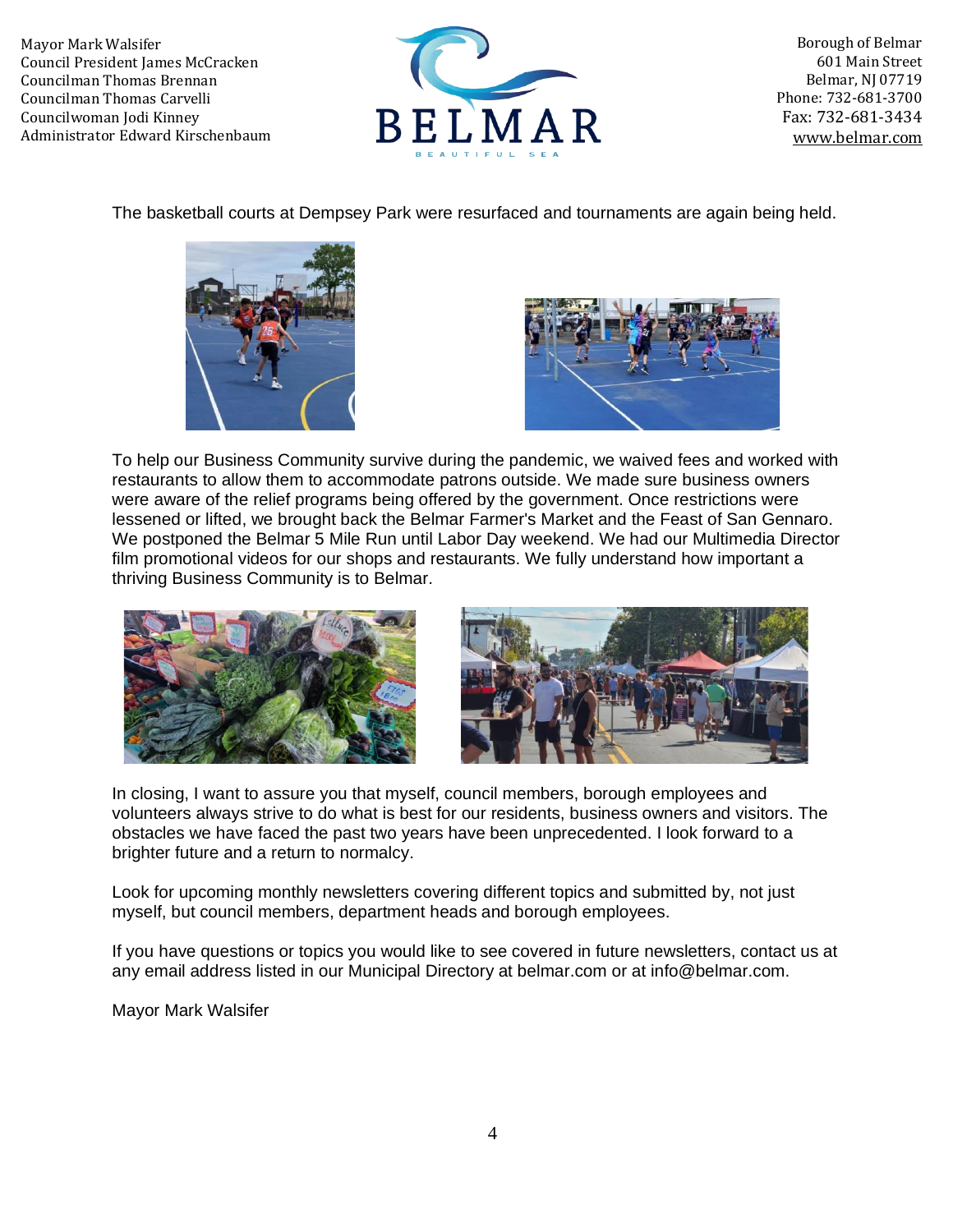Mayor Mark Walsifer
Council President James McCracken
Councilman Thomas Brennan
Councilman Thomas Carvelli
Councilwoman Jodi Kinney
Administrator Edward Kirschenbaum

BELMAR
BEAUTIFUL SEA

Borough of Belmar
601 Main Street
Belmar, NJ 07719
Phone: 732-681-3700
Fax: 732-681-3434
www.belmar.com

The basketball courts at Dempsey Park were resurfaced and tournaments are again being held.

To help our Business Community survive during the pandemic, we waived fees and worked with restaurants to allow them to accommodate patrons outside. We made sure business owners were aware of the relief programs being offered by the government. Once restrictions were lessened or lifted, we brought back the Belmar Farmer's Market and the Feast of San Gennaro. We postponed the Belmar 5 Mile Run until Labor Day weekend. We had our Multimedia Director film promotional videos for our shops and restaurants. We fully understand how important a thriving Business Community is to Belmar.

In closing, I want to assure you that myself, council members, borough employees and volunteers always strive to do what is best for our residents, business owners and visitors. The obstacles we have faced the past two years have been unprecedented. I look forward to a brighter future and a return to normalcy.

Look for upcoming monthly newsletters covering different topics and submitted by, not just myself, but council members, department heads and borough employees.

If you have questions or topics you would like to see covered in future newsletters, contact us at any email address listed in our Municipal Directory at belmar.com or at info@belmar.com.

Mayor Mark Walsifer